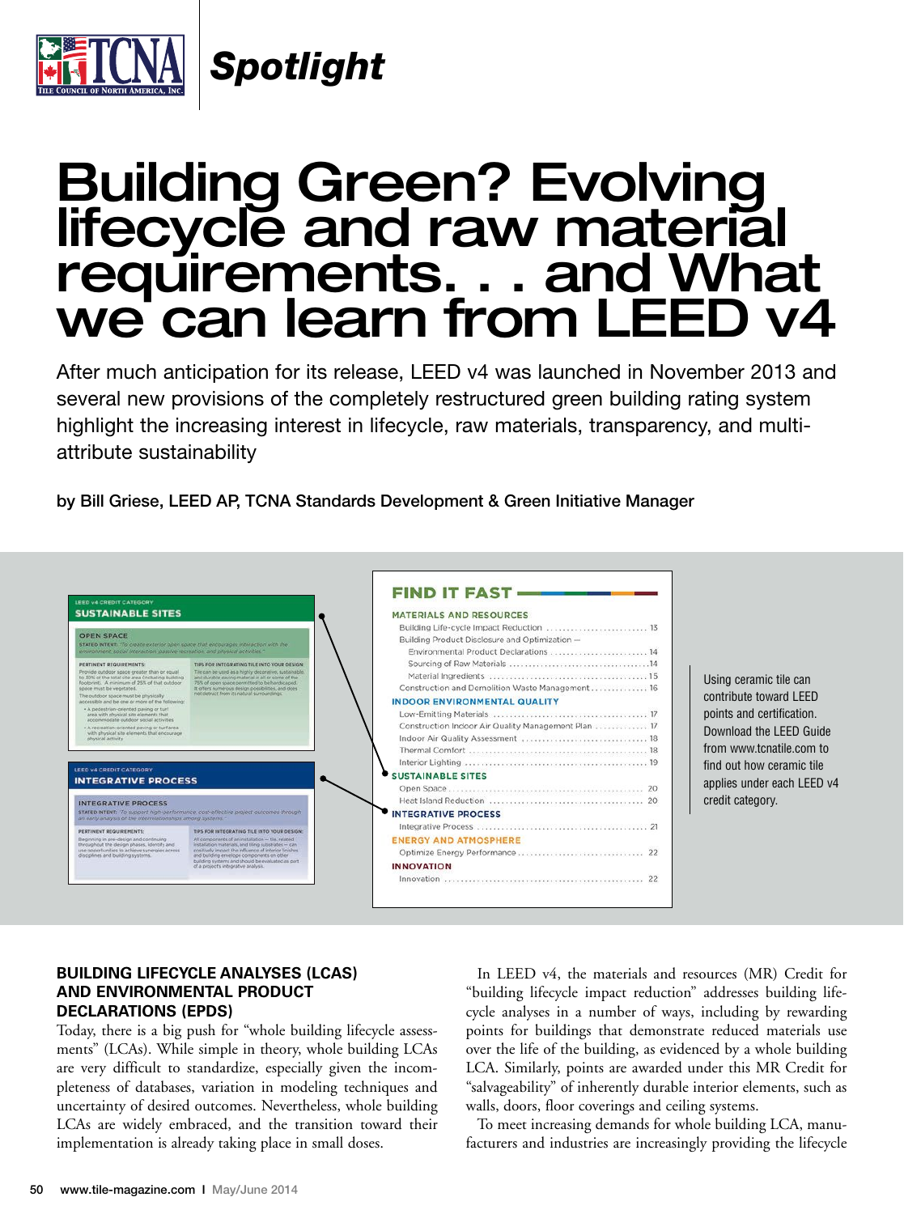# Building Green? Evolving lifecycle and raw material requirements. . . and What we can learn from LEED v4

After much anticipation for its release, LEED v4 was launched in November 2013 and several new provisions of the completely restructured green building rating system highlight the increasing interest in lifecycle, raw materials, transparency, and multi-attribute sustainability

**by Bill Griese, LEED AP, TCNA Standards Development & Green Initiative Manager**

**FIND IT FAST**

**MATERIALS AND RESOURCES**
- Building Life-cycle Impact Reduction ........ 13
- Building Product Disclosure and Optimization —
  - Environmental Product Declarations ........ 14
  - Sourcing of Raw Materials ........ 14
  - Material Ingredients ........ 15
- Construction and Demolition Waste Management ........ 16

**INDOOR ENVIRONMENTAL QUALITY**
- Low-Emitting Materials ........ 17
- Construction Indoor Air Quality Management Plan ........ 17
- Indoor Air Quality Assessment ........ 18
- Thermal Comfort ........ 18
- Interior Lighting ........ 19

**SUSTAINABLE SITES**
- Open Space ........ 20
- Heat Island Reduction ........ 20

**INTEGRATIVE PROCESS**
- Integrative Process ........ 21

**ENERGY AND ATMOSPHERE**
- Optimize Energy Performance ........ 22

**INNOVATION**
- Innovation ........ 22

Using ceramic tile can contribute toward LEED points and certification. Download the LEED Guide from www.tcnatile.com to find out how ceramic tile applies under each LEED v4 credit category.

## BUILDING LIFECYCLE ANALYSES (LCAS) AND ENVIRONMENTAL PRODUCT DECLARATIONS (EPDS)

Today, there is a big push for "whole building lifecycle assessments" (LCAs). While simple in theory, whole building LCAs are very difficult to standardize, especially given the incompleteness of databases, variation in modeling techniques and uncertainty of desired outcomes. Nevertheless, whole building LCAs are widely embraced, and the transition toward their implementation is already taking place in small doses.

In LEED v4, the materials and resources (MR) Credit for "building lifecycle impact reduction" addresses building lifecycle analyses in a number of ways, including by rewarding points for buildings that demonstrate reduced materials use over the life of the building, as evidenced by a whole building LCA. Similarly, points are awarded under this MR Credit for "salvageability" of inherently durable interior elements, such as walls, doors, floor coverings and ceiling systems.

To meet increasing demands for whole building LCA, manufacturers and industries are increasingly providing the lifecycle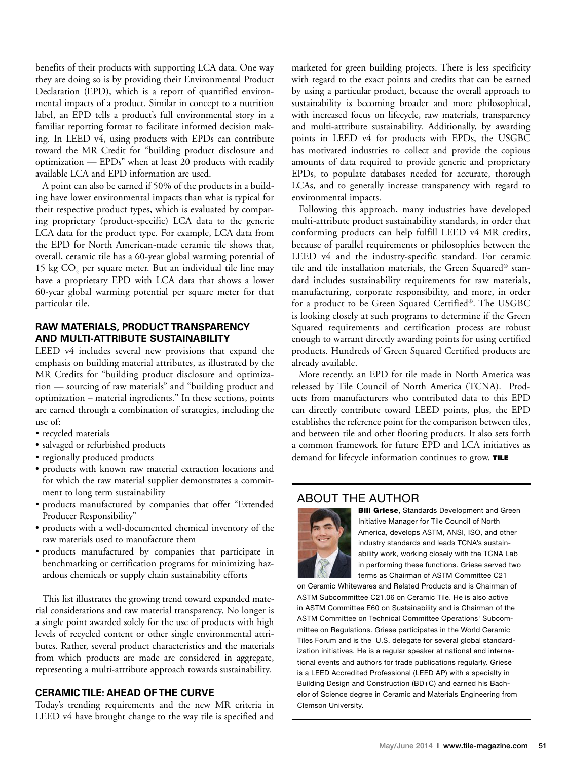benefits of their products with supporting LCA data. One way they are doing so is by providing their Environmental Product Declaration (EPD), which is a report of quantified environmental impacts of a product. Similar in concept to a nutrition label, an EPD tells a product's full environmental story in a familiar reporting format to facilitate informed decision making. In LEED v4, using products with EPDs can contribute toward the MR Credit for "building product disclosure and optimization — EPDs" when at least 20 products with readily available LCA and EPD information are used.

A point can also be earned if 50% of the products in a building have lower environmental impacts than what is typical for their respective product types, which is evaluated by comparing proprietary (product-specific) LCA data to the generic LCA data for the product type. For example, LCA data from the EPD for North American-made ceramic tile shows that, overall, ceramic tile has a 60-year global warming potential of 15 kg $CO_2$ per square meter. But an individual tile line may have a proprietary EPD with LCA data that shows a lower 60-year global warming potential per square meter for that particular tile.

### RAW MATERIALS, PRODUCT TRANSPARENCY AND MULTI-ATTRIBUTE SUSTAINABILITY

LEED v4 includes several new provisions that expand the emphasis on building material attributes, as illustrated by the MR Credits for "building product disclosure and optimization — sourcing of raw materials" and "building product and optimization – material ingredients." In these sections, points are earned through a combination of strategies, including the use of:

- recycled materials
- salvaged or refurbished products
- regionally produced products
- products with known raw material extraction locations and for which the raw material supplier demonstrates a commitment to long term sustainability
- products manufactured by companies that offer "Extended Producer Responsibility"
- products with a well-documented chemical inventory of the raw materials used to manufacture them
- products manufactured by companies that participate in benchmarking or certification programs for minimizing hazardous chemicals or supply chain sustainability efforts

This list illustrates the growing trend toward expanded material considerations and raw material transparency. No longer is a single point awarded solely for the use of products with high levels of recycled content or other single environmental attributes. Rather, several product characteristics and the materials from which products are made are considered in aggregate, representing a multi-attribute approach towards sustainability.

### CERAMIC TILE: AHEAD OF THE CURVE

Today's trending requirements and the new MR criteria in LEED v4 have brought change to the way tile is specified and marketed for green building projects. There is less specificity with regard to the exact points and credits that can be earned by using a particular product, because the overall approach to sustainability is becoming broader and more philosophical, with increased focus on lifecycle, raw materials, transparency and multi-attribute sustainability. Additionally, by awarding points in LEED v4 for products with EPDs, the USGBC has motivated industries to collect and provide the copious amounts of data required to provide generic and proprietary EPDs, to populate databases needed for accurate, thorough LCAs, and to generally increase transparency with regard to environmental impacts.

Following this approach, many industries have developed multi-attribute product sustainability standards, in order that conforming products can help fulfill LEED v4 MR credits, because of parallel requirements or philosophies between the LEED v4 and the industry-specific standard. For ceramic tile and tile installation materials, the Green Squared® standard includes sustainability requirements for raw materials, manufacturing, corporate responsibility, and more, in order for a product to be Green Squared Certified®. The USGBC is looking closely at such programs to determine if the Green Squared requirements and certification process are robust enough to warrant directly awarding points for using certified products. Hundreds of Green Squared Certified products are already available.

More recently, an EPD for tile made in North America was released by Tile Council of North America (TCNA). Products from manufacturers who contributed data to this EPD can directly contribute toward LEED points, plus, the EPD establishes the reference point for the comparison between tiles, and between tile and other flooring products. It also sets forth a common framework for future EPD and LCA initiatives as demand for lifecycle information continues to grow. **TILE**

## ABOUT THE AUTHOR

**Bill Griese**, Standards Development and Green Initiative Manager for Tile Council of North America, develops ASTM, ANSI, ISO, and other industry standards and leads TCNA's sustainability work, working closely with the TCNA Lab in performing these functions. Griese served two terms as Chairman of ASTM Committee C21 on Ceramic Whitewares and Related Products and is Chairman of ASTM Subcommittee C21.06 on Ceramic Tile. He is also active in ASTM Committee E60 on Sustainability and is Chairman of the ASTM Committee on Technical Committee Operations' Subcommittee on Regulations. Griese participates in the World Ceramic Tiles Forum and is the U.S. delegate for several global standardization initiatives. He is a regular speaker at national and international events and authors for trade publications regularly. Griese is a LEED Accredited Professional (LEED AP) with a specialty in Building Design and Construction (BD+C) and earned his Bachelor of Science degree in Ceramic and Materials Engineering from Clemson University.